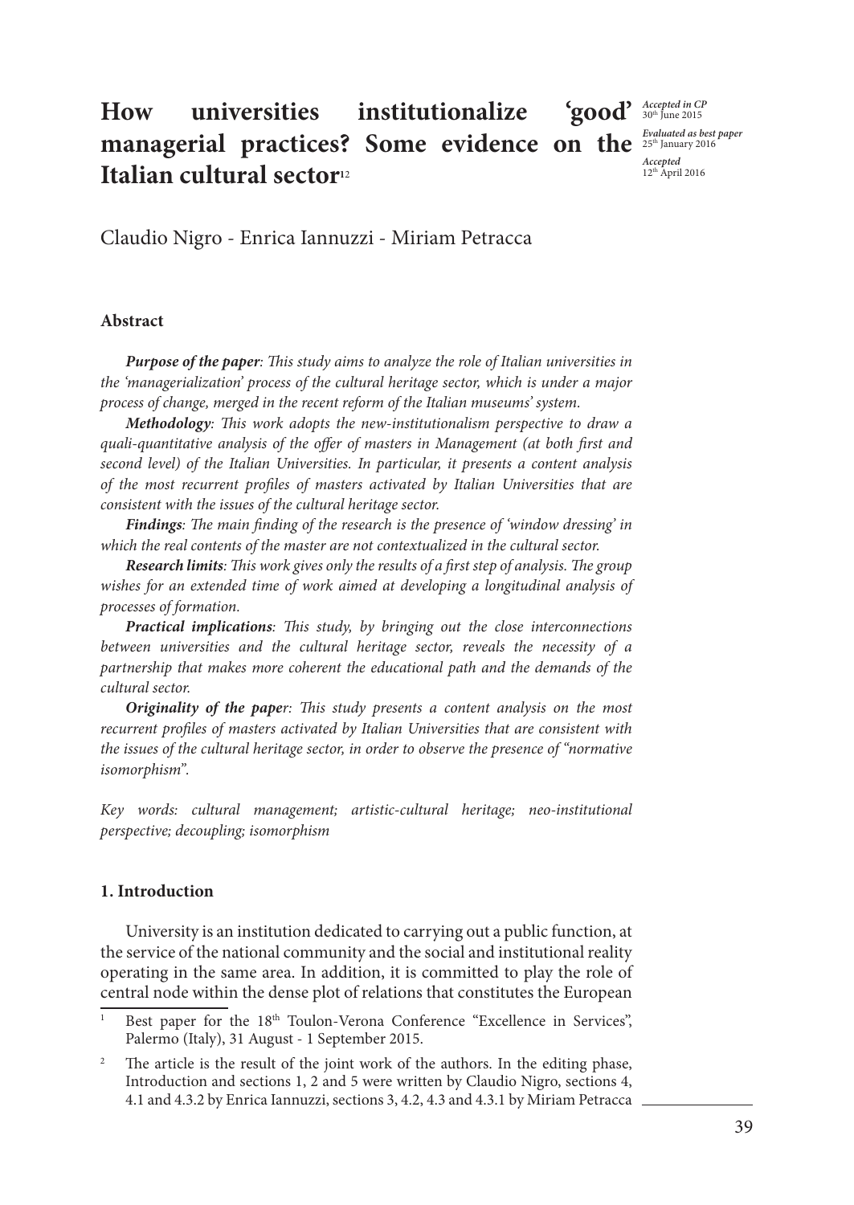# How universities institutionalize 'good' managerial practices? Some evidence on the Italian cultural sector[1][2]

*Accepted in CP*
30th June 2015

*Evaluated as best paper*
25th January 2016

*Accepted*
12th April 2016

Claudio Nigro - Enrica Iannuzzi - Miriam Petracca

### Abstract

***Purpose of the paper***: *This study aims to analyze the role of Italian universities in the 'managerialization' process of the cultural heritage sector, which is under a major process of change, merged in the recent reform of the Italian museums' system.*

***Methodology***: *This work adopts the new-institutionalism perspective to draw a quali-quantitative analysis of the offer of masters in Management (at both first and second level) of the Italian Universities. In particular, it presents a content analysis of the most recurrent profiles of masters activated by Italian Universities that are consistent with the issues of the cultural heritage sector.*

***Findings***: *The main finding of the research is the presence of 'window dressing' in which the real contents of the master are not contextualized in the cultural sector.*

***Research limits***: *This work gives only the results of a first step of analysis. The group wishes for an extended time of work aimed at developing a longitudinal analysis of processes of formation.*

***Practical implications***: *This study, by bringing out the close interconnections between universities and the cultural heritage sector, reveals the necessity of a partnership that makes more coherent the educational path and the demands of the cultural sector.*

***Originality of the paper***: *This study presents a content analysis on the most recurrent profiles of masters activated by Italian Universities that are consistent with the issues of the cultural heritage sector, in order to observe the presence of "normative isomorphism".*

*Key words: cultural management; artistic-cultural heritage; neo-institutional perspective; decoupling; isomorphism*

### 1. Introduction

University is an institution dedicated to carrying out a public function, at the service of the national community and the social and institutional reality operating in the same area. In addition, it is committed to play the role of central node within the dense plot of relations that constitutes the European

---

[1] Best paper for the 18th Toulon-Verona Conference "Excellence in Services", Palermo (Italy), 31 August - 1 September 2015.

[2] The article is the result of the joint work of the authors. In the editing phase, Introduction and sections 1, 2 and 5 were written by Claudio Nigro, sections 4, 4.1 and 4.3.2 by Enrica Iannuzzi, sections 3, 4.2, 4.3 and 4.3.1 by Miriam Petracca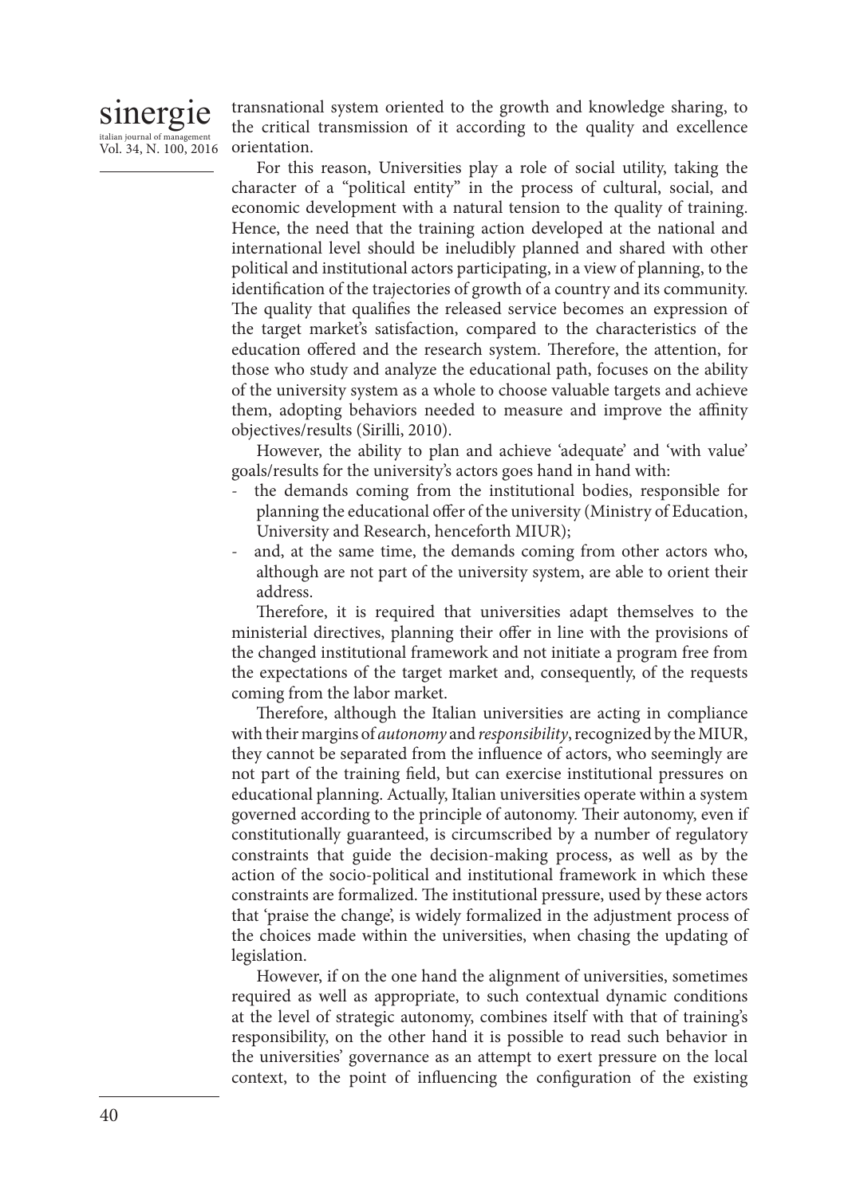transnational system oriented to the growth and knowledge sharing, to the critical transmission of it according to the quality and excellence orientation.

For this reason, Universities play a role of social utility, taking the character of a "political entity" in the process of cultural, social, and economic development with a natural tension to the quality of training. Hence, the need that the training action developed at the national and international level should be ineludibly planned and shared with other political and institutional actors participating, in a view of planning, to the identification of the trajectories of growth of a country and its community. The quality that qualifies the released service becomes an expression of the target market's satisfaction, compared to the characteristics of the education offered and the research system. Therefore, the attention, for those who study and analyze the educational path, focuses on the ability of the university system as a whole to choose valuable targets and achieve them, adopting behaviors needed to measure and improve the affinity objectives/results (Sirilli, 2010).

However, the ability to plan and achieve 'adequate' and 'with value' goals/results for the university's actors goes hand in hand with:

- the demands coming from the institutional bodies, responsible for planning the educational offer of the university (Ministry of Education, University and Research, henceforth MIUR);
- and, at the same time, the demands coming from other actors who, although are not part of the university system, are able to orient their address.

Therefore, it is required that universities adapt themselves to the ministerial directives, planning their offer in line with the provisions of the changed institutional framework and not initiate a program free from the expectations of the target market and, consequently, of the requests coming from the labor market.

Therefore, although the Italian universities are acting in compliance with their margins of *autonomy* and *responsibility*, recognized by the MIUR, they cannot be separated from the influence of actors, who seemingly are not part of the training field, but can exercise institutional pressures on educational planning. Actually, Italian universities operate within a system governed according to the principle of autonomy. Their autonomy, even if constitutionally guaranteed, is circumscribed by a number of regulatory constraints that guide the decision-making process, as well as by the action of the socio-political and institutional framework in which these constraints are formalized. The institutional pressure, used by these actors that 'praise the change', is widely formalized in the adjustment process of the choices made within the universities, when chasing the updating of legislation.

However, if on the one hand the alignment of universities, sometimes required as well as appropriate, to such contextual dynamic conditions at the level of strategic autonomy, combines itself with that of training's responsibility, on the other hand it is possible to read such behavior in the universities' governance as an attempt to exert pressure on the local context, to the point of influencing the configuration of the existing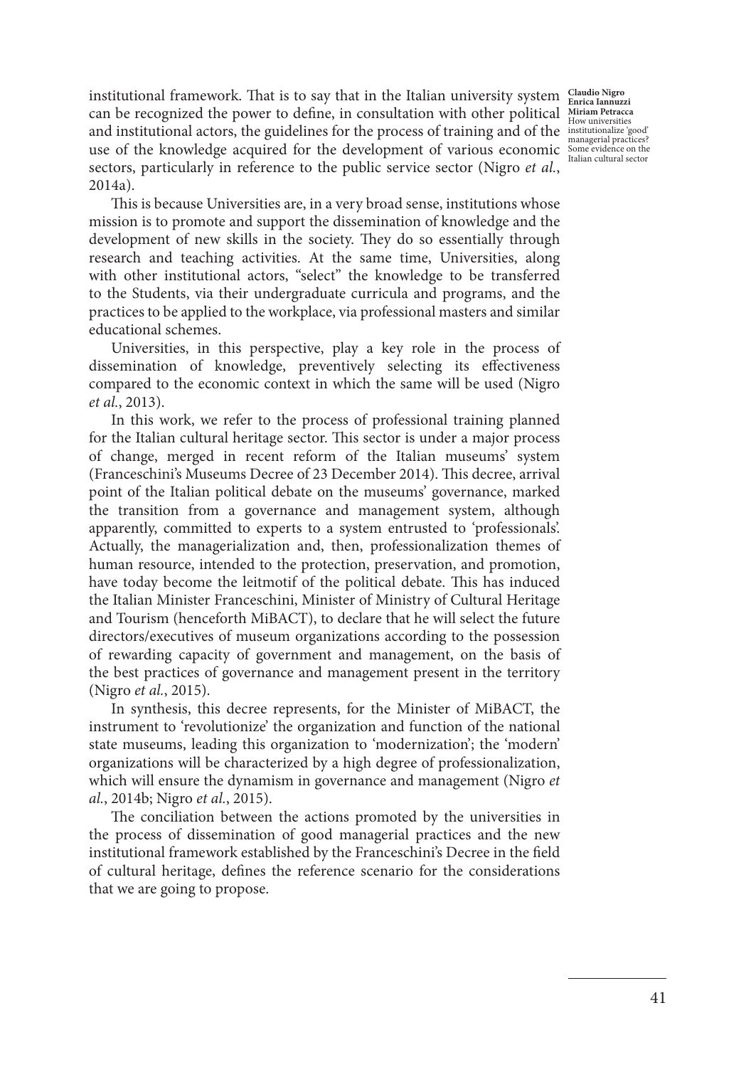institutional framework. That is to say that in the Italian university system can be recognized the power to define, in consultation with other political and institutional actors, the guidelines for the process of training and of the use of the knowledge acquired for the development of various economic sectors, particularly in reference to the public service sector (Nigro *et al.*, 2014a).

This is because Universities are, in a very broad sense, institutions whose mission is to promote and support the dissemination of knowledge and the development of new skills in the society. They do so essentially through research and teaching activities. At the same time, Universities, along with other institutional actors, "select" the knowledge to be transferred to the Students, via their undergraduate curricula and programs, and the practices to be applied to the workplace, via professional masters and similar educational schemes.

Universities, in this perspective, play a key role in the process of dissemination of knowledge, preventively selecting its effectiveness compared to the economic context in which the same will be used (Nigro *et al.*, 2013).

In this work, we refer to the process of professional training planned for the Italian cultural heritage sector. This sector is under a major process of change, merged in recent reform of the Italian museums' system (Franceschini's Museums Decree of 23 December 2014). This decree, arrival point of the Italian political debate on the museums' governance, marked the transition from a governance and management system, although apparently, committed to experts to a system entrusted to 'professionals'. Actually, the managerialization and, then, professionalization themes of human resource, intended to the protection, preservation, and promotion, have today become the leitmotif of the political debate. This has induced the Italian Minister Franceschini, Minister of Ministry of Cultural Heritage and Tourism (henceforth MiBACT), to declare that he will select the future directors/executives of museum organizations according to the possession of rewarding capacity of government and management, on the basis of the best practices of governance and management present in the territory (Nigro *et al.*, 2015).

In synthesis, this decree represents, for the Minister of MiBACT, the instrument to 'revolutionize' the organization and function of the national state museums, leading this organization to 'modernization'; the 'modern' organizations will be characterized by a high degree of professionalization, which will ensure the dynamism in governance and management (Nigro *et al.*, 2014b; Nigro *et al.*, 2015).

The conciliation between the actions promoted by the universities in the process of dissemination of good managerial practices and the new institutional framework established by the Franceschini's Decree in the field of cultural heritage, defines the reference scenario for the considerations that we are going to propose.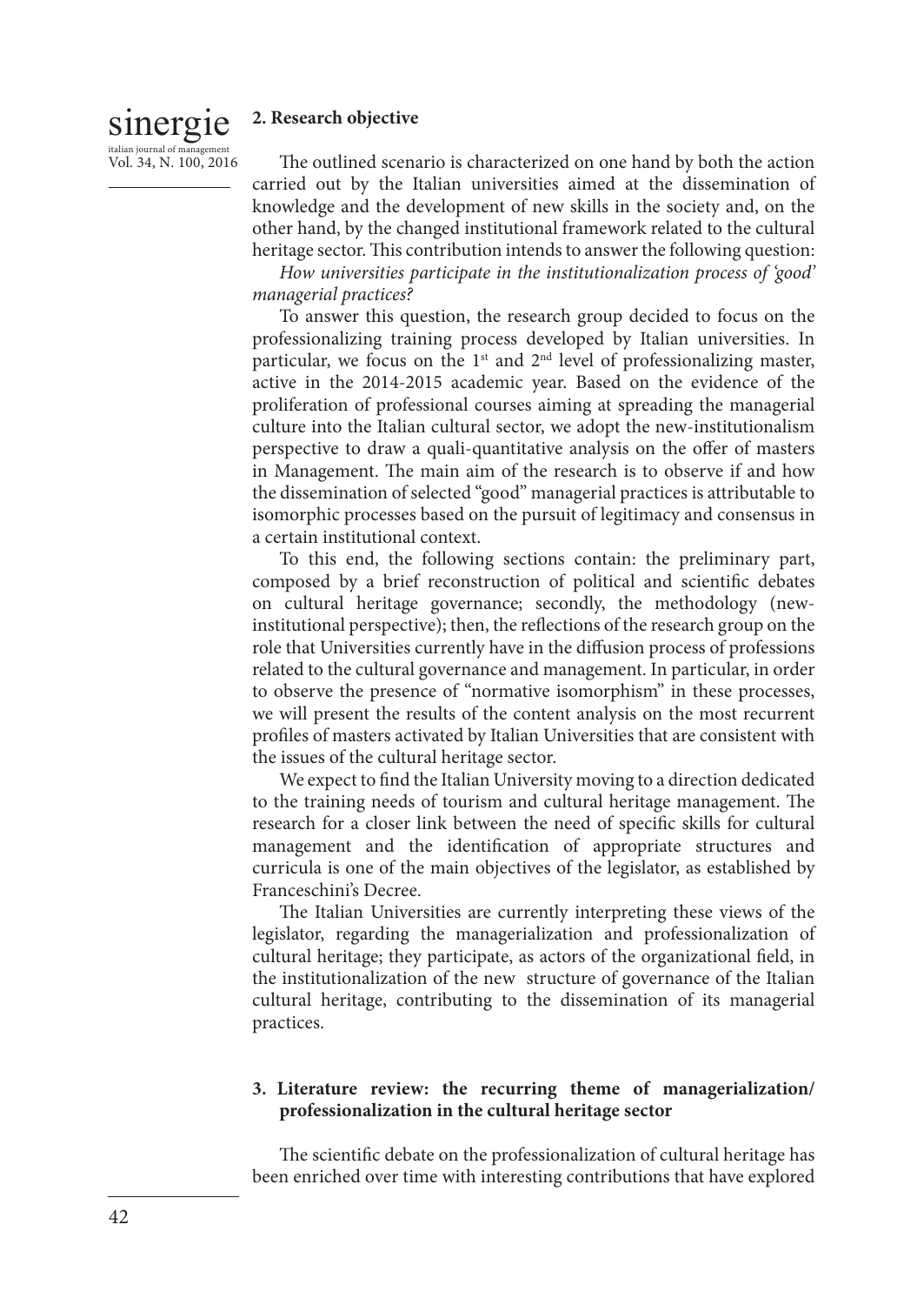## 2. Research objective

The outlined scenario is characterized on one hand by both the action carried out by the Italian universities aimed at the dissemination of knowledge and the development of new skills in the society and, on the other hand, by the changed institutional framework related to the cultural heritage sector. This contribution intends to answer the following question:

*How universities participate in the institutionalization process of 'good' managerial practices?*

To answer this question, the research group decided to focus on the professionalizing training process developed by Italian universities. In particular, we focus on the 1st and 2nd level of professionalizing master, active in the 2014-2015 academic year. Based on the evidence of the proliferation of professional courses aiming at spreading the managerial culture into the Italian cultural sector, we adopt the new-institutionalism perspective to draw a quali-quantitative analysis on the offer of masters in Management. The main aim of the research is to observe if and how the dissemination of selected "good" managerial practices is attributable to isomorphic processes based on the pursuit of legitimacy and consensus in a certain institutional context.

To this end, the following sections contain: the preliminary part, composed by a brief reconstruction of political and scientific debates on cultural heritage governance; secondly, the methodology (new-institutional perspective); then, the reflections of the research group on the role that Universities currently have in the diffusion process of professions related to the cultural governance and management. In particular, in order to observe the presence of "normative isomorphism" in these processes, we will present the results of the content analysis on the most recurrent profiles of masters activated by Italian Universities that are consistent with the issues of the cultural heritage sector.

We expect to find the Italian University moving to a direction dedicated to the training needs of tourism and cultural heritage management. The research for a closer link between the need of specific skills for cultural management and the identification of appropriate structures and curricula is one of the main objectives of the legislator, as established by Franceschini's Decree.

The Italian Universities are currently interpreting these views of the legislator, regarding the managerialization and professionalization of cultural heritage; they participate, as actors of the organizational field, in the institutionalization of the new structure of governance of the Italian cultural heritage, contributing to the dissemination of its managerial practices.

## 3. Literature review: the recurring theme of managerialization/ professionalization in the cultural heritage sector

The scientific debate on the professionalization of cultural heritage has been enriched over time with interesting contributions that have explored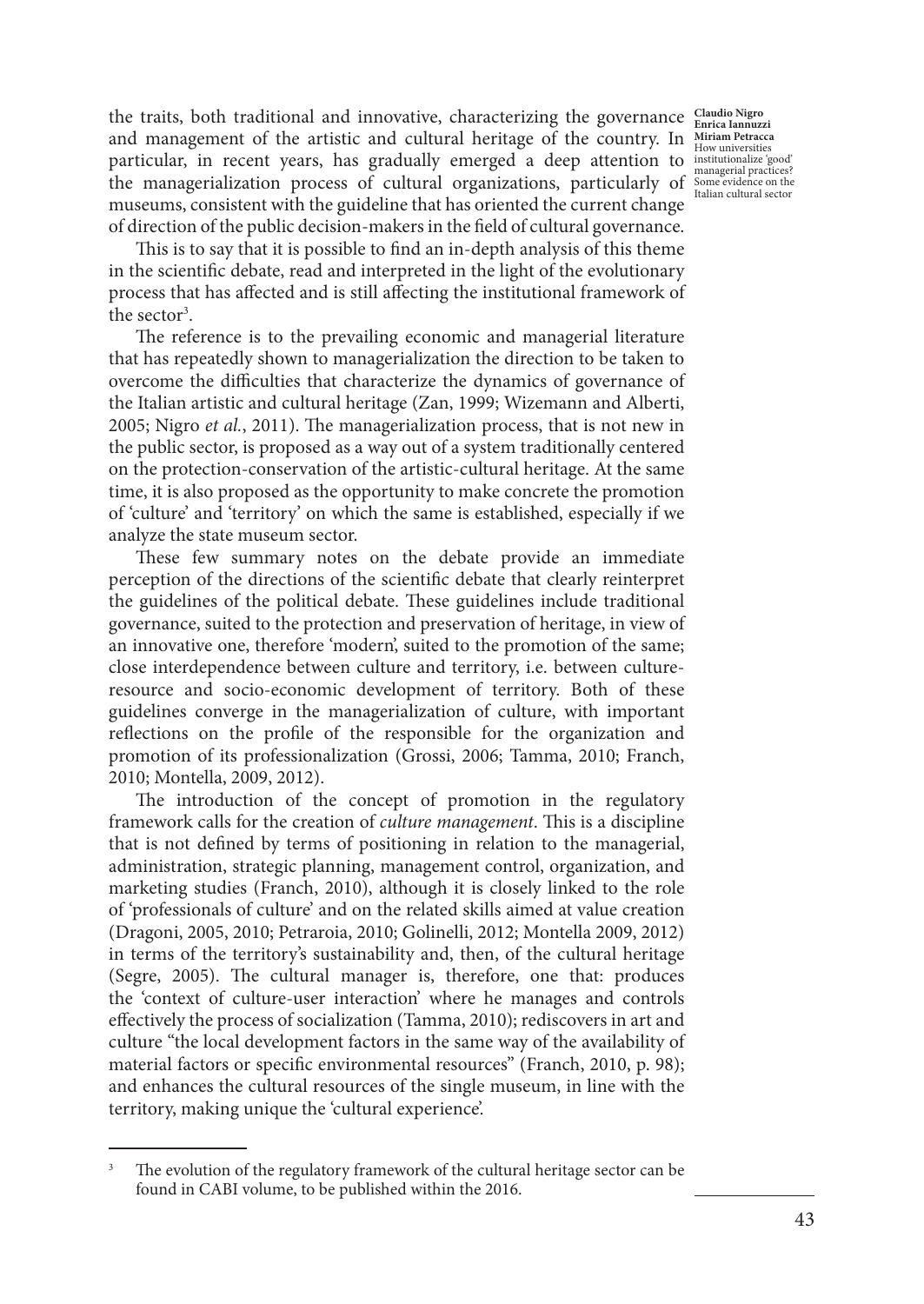the traits, both traditional and innovative, characterizing the governance and management of the artistic and cultural heritage of the country. In particular, in recent years, has gradually emerged a deep attention to the managerialization process of cultural organizations, particularly of museums, consistent with the guideline that has oriented the current change of direction of the public decision-makers in the field of cultural governance.

This is to say that it is possible to find an in-depth analysis of this theme in the scientific debate, read and interpreted in the light of the evolutionary process that has affected and is still affecting the institutional framework of the sector[3].

The reference is to the prevailing economic and managerial literature that has repeatedly shown to managerialization the direction to be taken to overcome the difficulties that characterize the dynamics of governance of the Italian artistic and cultural heritage (Zan, 1999; Wizemann and Alberti, 2005; Nigro *et al.*, 2011). The managerialization process, that is not new in the public sector, is proposed as a way out of a system traditionally centered on the protection-conservation of the artistic-cultural heritage. At the same time, it is also proposed as the opportunity to make concrete the promotion of 'culture' and 'territory' on which the same is established, especially if we analyze the state museum sector.

These few summary notes on the debate provide an immediate perception of the directions of the scientific debate that clearly reinterpret the guidelines of the political debate. These guidelines include traditional governance, suited to the protection and preservation of heritage, in view of an innovative one, therefore 'modern', suited to the promotion of the same; close interdependence between culture and territory, i.e. between culture-resource and socio-economic development of territory. Both of these guidelines converge in the managerialization of culture, with important reflections on the profile of the responsible for the organization and promotion of its professionalization (Grossi, 2006; Tamma, 2010; Franch, 2010; Montella, 2009, 2012).

The introduction of the concept of promotion in the regulatory framework calls for the creation of *culture management*. This is a discipline that is not defined by terms of positioning in relation to the managerial, administration, strategic planning, management control, organization, and marketing studies (Franch, 2010), although it is closely linked to the role of 'professionals of culture' and on the related skills aimed at value creation (Dragoni, 2005, 2010; Petraroia, 2010; Golinelli, 2012; Montella 2009, 2012) in terms of the territory's sustainability and, then, of the cultural heritage (Segre, 2005). The cultural manager is, therefore, one that: produces the 'context of culture-user interaction' where he manages and controls effectively the process of socialization (Tamma, 2010); rediscovers in art and culture "the local development factors in the same way of the availability of material factors or specific environmental resources" (Franch, 2010, p. 98); and enhances the cultural resources of the single museum, in line with the territory, making unique the 'cultural experience'.

---

[3] The evolution of the regulatory framework of the cultural heritage sector can be found in CABI volume, to be published within the 2016.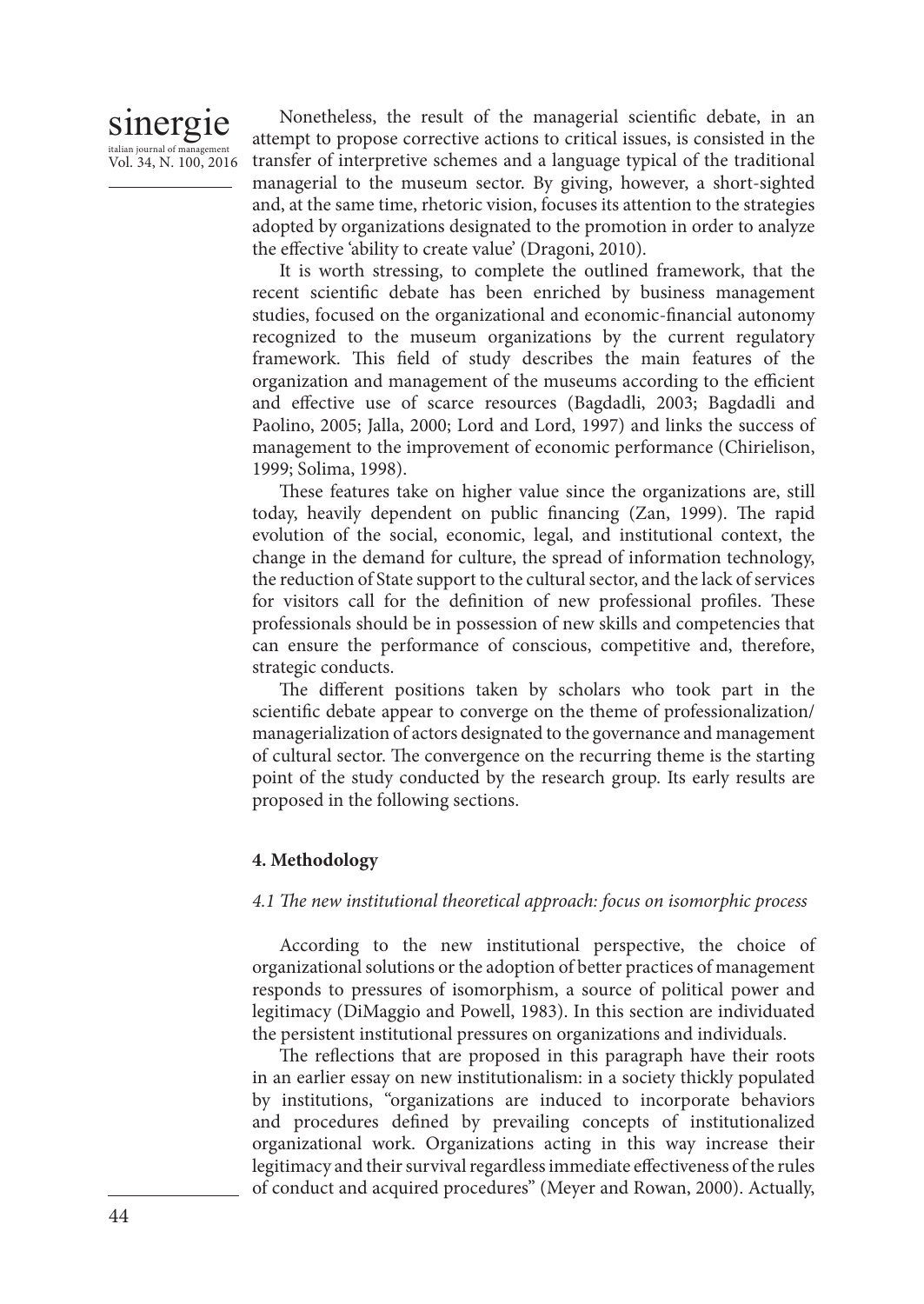Nonetheless, the result of the managerial scientific debate, in an attempt to propose corrective actions to critical issues, is consisted in the transfer of interpretive schemes and a language typical of the traditional managerial to the museum sector. By giving, however, a short-sighted and, at the same time, rhetoric vision, focuses its attention to the strategies adopted by organizations designated to the promotion in order to analyze the effective 'ability to create value' (Dragoni, 2010).

It is worth stressing, to complete the outlined framework, that the recent scientific debate has been enriched by business management studies, focused on the organizational and economic-financial autonomy recognized to the museum organizations by the current regulatory framework. This field of study describes the main features of the organization and management of the museums according to the efficient and effective use of scarce resources (Bagdadli, 2003; Bagdadli and Paolino, 2005; Jalla, 2000; Lord and Lord, 1997) and links the success of management to the improvement of economic performance (Chirielison, 1999; Solima, 1998).

These features take on higher value since the organizations are, still today, heavily dependent on public financing (Zan, 1999). The rapid evolution of the social, economic, legal, and institutional context, the change in the demand for culture, the spread of information technology, the reduction of State support to the cultural sector, and the lack of services for visitors call for the definition of new professional profiles. These professionals should be in possession of new skills and competencies that can ensure the performance of conscious, competitive and, therefore, strategic conducts.

The different positions taken by scholars who took part in the scientific debate appear to converge on the theme of professionalization/managerialization of actors designated to the governance and management of cultural sector. The convergence on the recurring theme is the starting point of the study conducted by the research group. Its early results are proposed in the following sections.

## 4. Methodology

### *4.1 The new institutional theoretical approach: focus on isomorphic process*

According to the new institutional perspective, the choice of organizational solutions or the adoption of better practices of management responds to pressures of isomorphism, a source of political power and legitimacy (DiMaggio and Powell, 1983). In this section are individuated the persistent institutional pressures on organizations and individuals.

The reflections that are proposed in this paragraph have their roots in an earlier essay on new institutionalism: in a society thickly populated by institutions, "organizations are induced to incorporate behaviors and procedures defined by prevailing concepts of institutionalized organizational work. Organizations acting in this way increase their legitimacy and their survival regardless immediate effectiveness of the rules of conduct and acquired procedures" (Meyer and Rowan, 2000). Actually,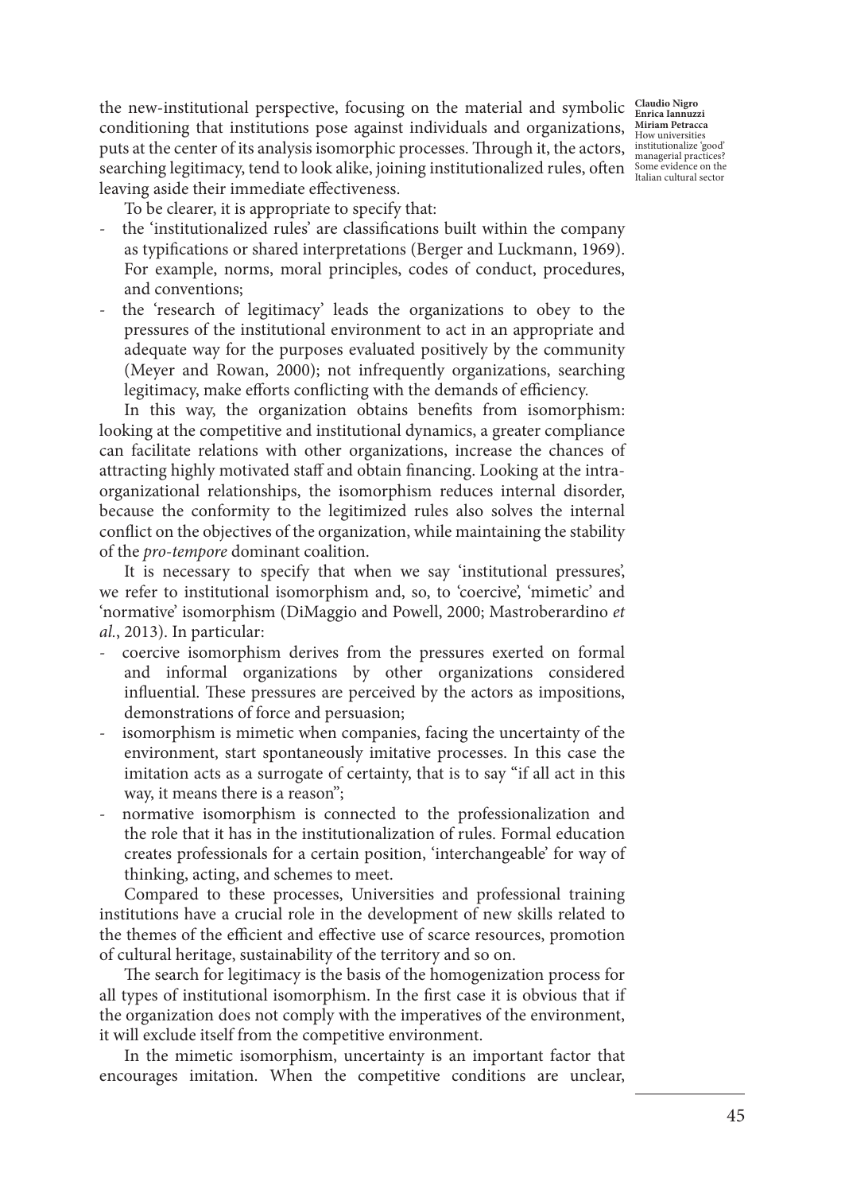the new-institutional perspective, focusing on the material and symbolic conditioning that institutions pose against individuals and organizations, puts at the center of its analysis isomorphic processes. Through it, the actors, searching legitimacy, tend to look alike, joining institutionalized rules, often leaving aside their immediate effectiveness.

To be clearer, it is appropriate to specify that:

- the 'institutionalized rules' are classifications built within the company as typifications or shared interpretations (Berger and Luckmann, 1969). For example, norms, moral principles, codes of conduct, procedures, and conventions;
- the 'research of legitimacy' leads the organizations to obey to the pressures of the institutional environment to act in an appropriate and adequate way for the purposes evaluated positively by the community (Meyer and Rowan, 2000); not infrequently organizations, searching legitimacy, make efforts conflicting with the demands of efficiency.

In this way, the organization obtains benefits from isomorphism: looking at the competitive and institutional dynamics, a greater compliance can facilitate relations with other organizations, increase the chances of attracting highly motivated staff and obtain financing. Looking at the intra-organizational relationships, the isomorphism reduces internal disorder, because the conformity to the legitimized rules also solves the internal conflict on the objectives of the organization, while maintaining the stability of the *pro-tempore* dominant coalition.

It is necessary to specify that when we say 'institutional pressures', we refer to institutional isomorphism and, so, to 'coercive', 'mimetic' and 'normative' isomorphism (DiMaggio and Powell, 2000; Mastroberardino *et al.*, 2013). In particular:

- coercive isomorphism derives from the pressures exerted on formal and informal organizations by other organizations considered influential. These pressures are perceived by the actors as impositions, demonstrations of force and persuasion;
- isomorphism is mimetic when companies, facing the uncertainty of the environment, start spontaneously imitative processes. In this case the imitation acts as a surrogate of certainty, that is to say "if all act in this way, it means there is a reason";
- normative isomorphism is connected to the professionalization and the role that it has in the institutionalization of rules. Formal education creates professionals for a certain position, 'interchangeable' for way of thinking, acting, and schemes to meet.

Compared to these processes, Universities and professional training institutions have a crucial role in the development of new skills related to the themes of the efficient and effective use of scarce resources, promotion of cultural heritage, sustainability of the territory and so on.

The search for legitimacy is the basis of the homogenization process for all types of institutional isomorphism. In the first case it is obvious that if the organization does not comply with the imperatives of the environment, it will exclude itself from the competitive environment.

In the mimetic isomorphism, uncertainty is an important factor that encourages imitation. When the competitive conditions are unclear,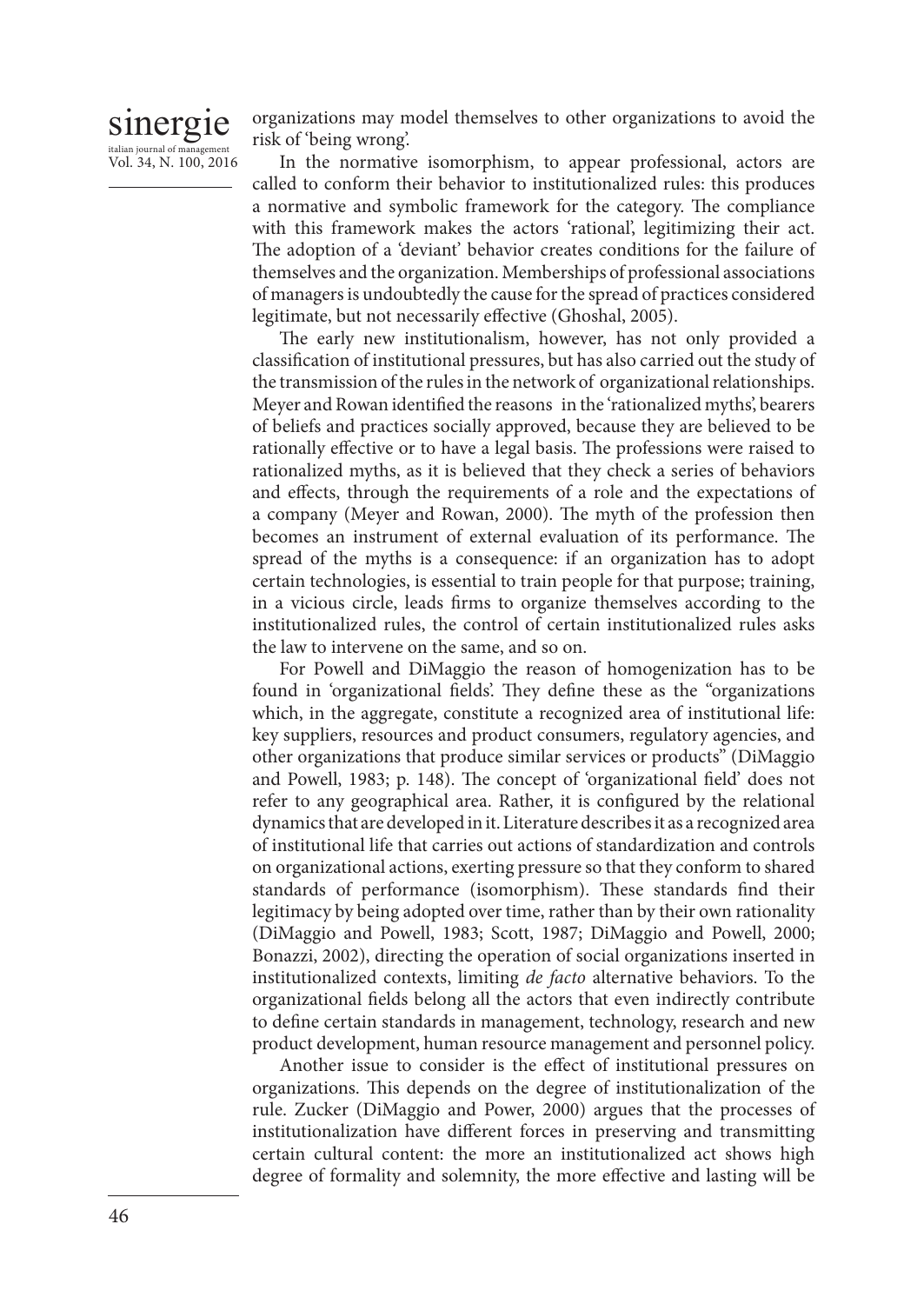organizations may model themselves to other organizations to avoid the risk of 'being wrong'.

In the normative isomorphism, to appear professional, actors are called to conform their behavior to institutionalized rules: this produces a normative and symbolic framework for the category. The compliance with this framework makes the actors 'rational', legitimizing their act. The adoption of a 'deviant' behavior creates conditions for the failure of themselves and the organization. Memberships of professional associations of managers is undoubtedly the cause for the spread of practices considered legitimate, but not necessarily effective (Ghoshal, 2005).

The early new institutionalism, however, has not only provided a classification of institutional pressures, but has also carried out the study of the transmission of the rules in the network of organizational relationships. Meyer and Rowan identified the reasons in the 'rationalized myths', bearers of beliefs and practices socially approved, because they are believed to be rationally effective or to have a legal basis. The professions were raised to rationalized myths, as it is believed that they check a series of behaviors and effects, through the requirements of a role and the expectations of a company (Meyer and Rowan, 2000). The myth of the profession then becomes an instrument of external evaluation of its performance. The spread of the myths is a consequence: if an organization has to adopt certain technologies, is essential to train people for that purpose; training, in a vicious circle, leads firms to organize themselves according to the institutionalized rules, the control of certain institutionalized rules asks the law to intervene on the same, and so on.

For Powell and DiMaggio the reason of homogenization has to be found in 'organizational fields'. They define these as the "organizations which, in the aggregate, constitute a recognized area of institutional life: key suppliers, resources and product consumers, regulatory agencies, and other organizations that produce similar services or products" (DiMaggio and Powell, 1983; p. 148). The concept of 'organizational field' does not refer to any geographical area. Rather, it is configured by the relational dynamics that are developed in it. Literature describes it as a recognized area of institutional life that carries out actions of standardization and controls on organizational actions, exerting pressure so that they conform to shared standards of performance (isomorphism). These standards find their legitimacy by being adopted over time, rather than by their own rationality (DiMaggio and Powell, 1983; Scott, 1987; DiMaggio and Powell, 2000; Bonazzi, 2002), directing the operation of social organizations inserted in institutionalized contexts, limiting *de facto* alternative behaviors. To the organizational fields belong all the actors that even indirectly contribute to define certain standards in management, technology, research and new product development, human resource management and personnel policy.

Another issue to consider is the effect of institutional pressures on organizations. This depends on the degree of institutionalization of the rule. Zucker (DiMaggio and Power, 2000) argues that the processes of institutionalization have different forces in preserving and transmitting certain cultural content: the more an institutionalized act shows high degree of formality and solemnity, the more effective and lasting will be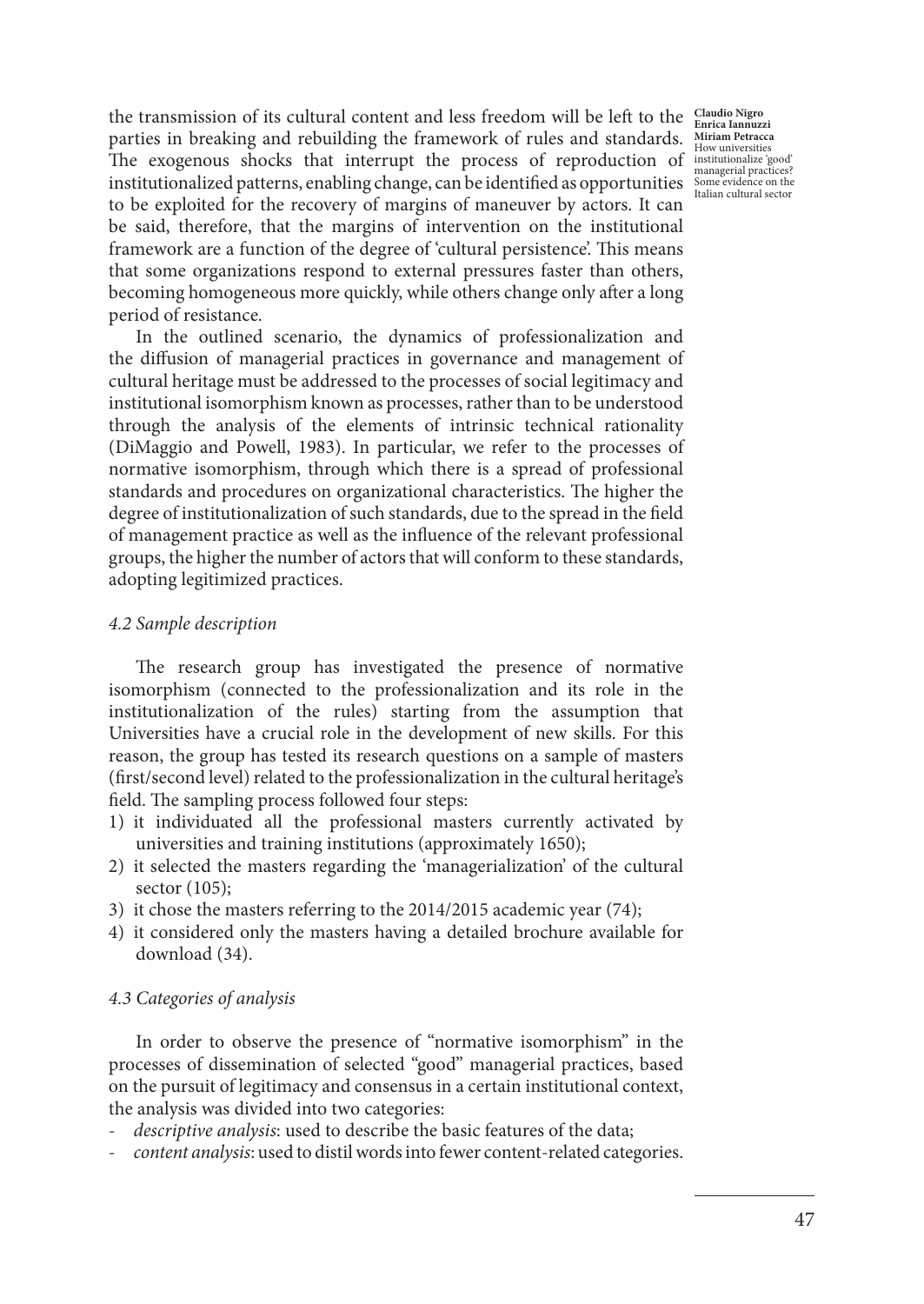the transmission of its cultural content and less freedom will be left to the parties in breaking and rebuilding the framework of rules and standards. The exogenous shocks that interrupt the process of reproduction of institutionalized patterns, enabling change, can be identified as opportunities to be exploited for the recovery of margins of maneuver by actors. It can be said, therefore, that the margins of intervention on the institutional framework are a function of the degree of 'cultural persistence'. This means that some organizations respond to external pressures faster than others, becoming homogeneous more quickly, while others change only after a long period of resistance.

In the outlined scenario, the dynamics of professionalization and the diffusion of managerial practices in governance and management of cultural heritage must be addressed to the processes of social legitimacy and institutional isomorphism known as processes, rather than to be understood through the analysis of the elements of intrinsic technical rationality (DiMaggio and Powell, 1983). In particular, we refer to the processes of normative isomorphism, through which there is a spread of professional standards and procedures on organizational characteristics. The higher the degree of institutionalization of such standards, due to the spread in the field of management practice as well as the influence of the relevant professional groups, the higher the number of actors that will conform to these standards, adopting legitimized practices.

### *4.2 Sample description*

The research group has investigated the presence of normative isomorphism (connected to the professionalization and its role in the institutionalization of the rules) starting from the assumption that Universities have a crucial role in the development of new skills. For this reason, the group has tested its research questions on a sample of masters (first/second level) related to the professionalization in the cultural heritage's field. The sampling process followed four steps:

1) it individuated all the professional masters currently activated by universities and training institutions (approximately 1650);
2) it selected the masters regarding the 'managerialization' of the cultural sector (105);
3) it chose the masters referring to the 2014/2015 academic year (74);
4) it considered only the masters having a detailed brochure available for download (34).

### *4.3 Categories of analysis*

In order to observe the presence of "normative isomorphism" in the processes of dissemination of selected "good" managerial practices, based on the pursuit of legitimacy and consensus in a certain institutional context, the analysis was divided into two categories:

- *descriptive analysis*: used to describe the basic features of the data;
- *content analysis*: used to distil words into fewer content-related categories.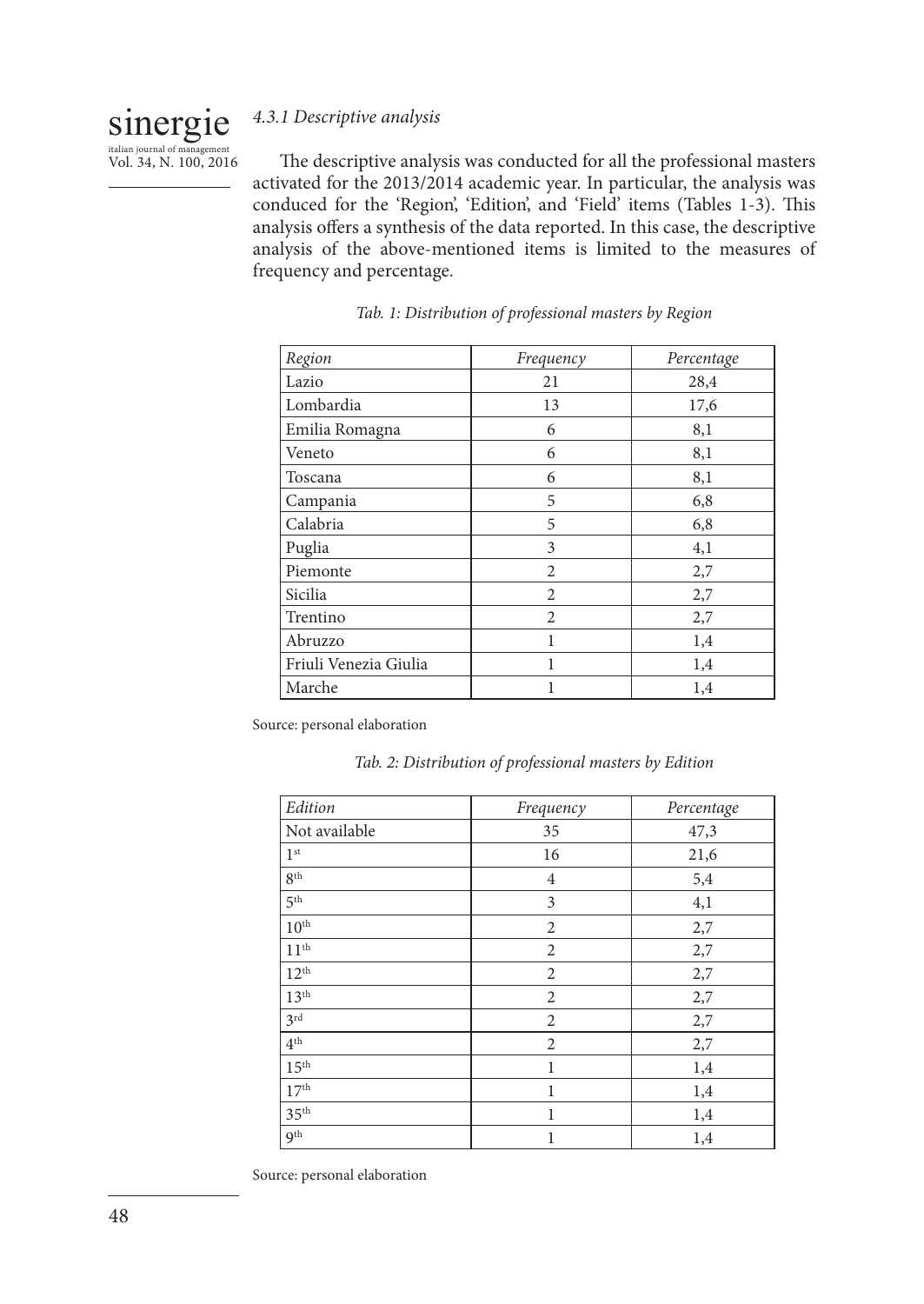#### 4.3.1 Descriptive analysis

The descriptive analysis was conducted for all the professional masters activated for the 2013/2014 academic year. In particular, the analysis was conduced for the 'Region', 'Edition', and 'Field' items (Tables 1-3). This analysis offers a synthesis of the data reported. In this case, the descriptive analysis of the above-mentioned items is limited to the measures of frequency and percentage.

*Tab. 1: Distribution of professional masters by Region*

| *Region* | *Frequency* | *Percentage* |
|---|---|---|
| Lazio | 21 | 28,4 |
| Lombardia | 13 | 17,6 |
| Emilia Romagna | 6 | 8,1 |
| Veneto | 6 | 8,1 |
| Toscana | 6 | 8,1 |
| Campania | 5 | 6,8 |
| Calabria | 5 | 6,8 |
| Puglia | 3 | 4,1 |
| Piemonte | 2 | 2,7 |
| Sicilia | 2 | 2,7 |
| Trentino | 2 | 2,7 |
| Abruzzo | 1 | 1,4 |
| Friuli Venezia Giulia | 1 | 1,4 |
| Marche | 1 | 1,4 |

Source: personal elaboration

*Tab. 2: Distribution of professional masters by Edition*

| *Edition* | *Frequency* | *Percentage* |
|---|---|---|
| Not available | 35 | 47,3 |
| 1st | 16 | 21,6 |
| 8th | 4 | 5,4 |
| 5th | 3 | 4,1 |
| 10th | 2 | 2,7 |
| 11th | 2 | 2,7 |
| 12th | 2 | 2,7 |
| 13th | 2 | 2,7 |
| 3rd | 2 | 2,7 |
| 4th | 2 | 2,7 |
| 15th | 1 | 1,4 |
| 17th | 1 | 1,4 |
| 35th | 1 | 1,4 |
| 9th | 1 | 1,4 |

Source: personal elaboration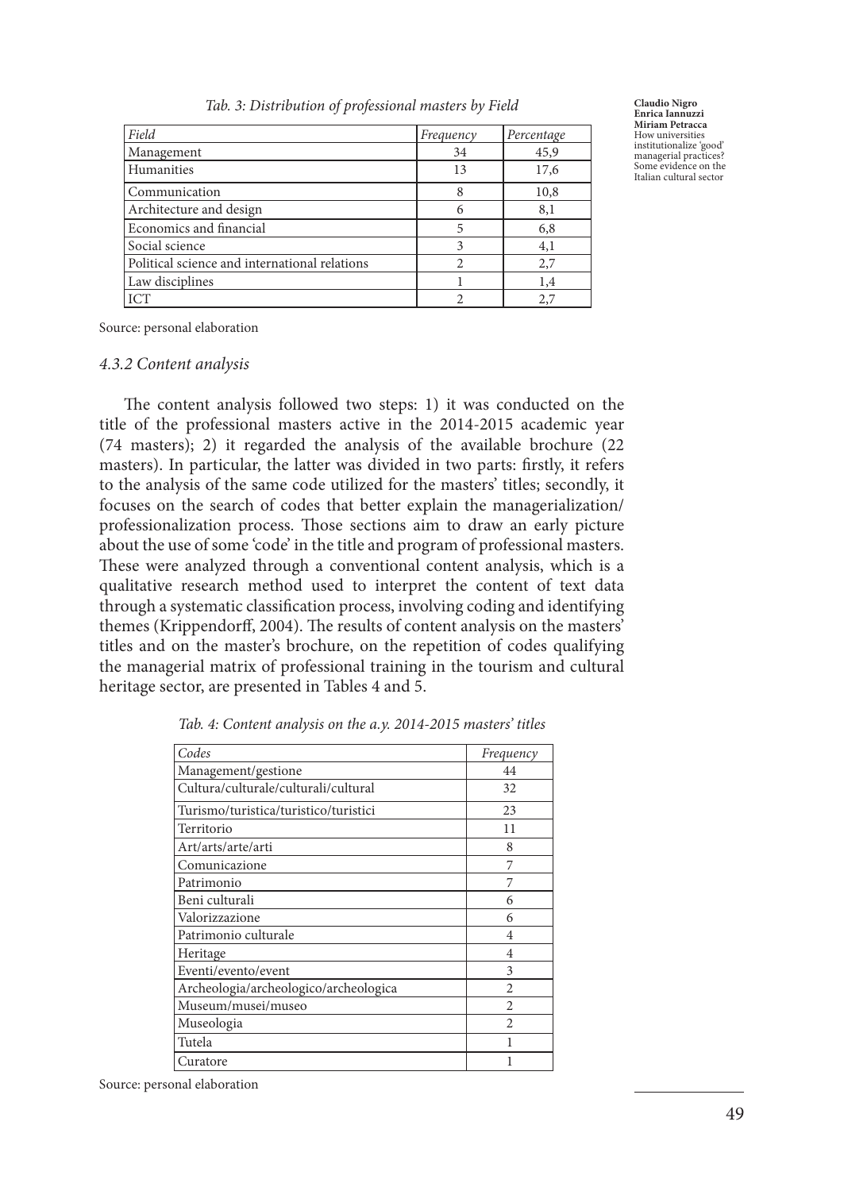*Tab. 3: Distribution of professional masters by Field*

| *Field* | *Frequency* | *Percentage* |
|---|---|---|
| Management | 34 | 45,9 |
| Humanities | 13 | 17,6 |
| Communication | 8 | 10,8 |
| Architecture and design | 6 | 8,1 |
| Economics and financial | 5 | 6,8 |
| Social science | 3 | 4,1 |
| Political science and international relations | 2 | 2,7 |
| Law disciplines | 1 | 1,4 |
| ICT | 2 | 2,7 |

Source: personal elaboration

### *4.3.2 Content analysis*

The content analysis followed two steps: 1) it was conducted on the title of the professional masters active in the 2014-2015 academic year (74 masters); 2) it regarded the analysis of the available brochure (22 masters). In particular, the latter was divided in two parts: firstly, it refers to the analysis of the same code utilized for the masters' titles; secondly, it focuses on the search of codes that better explain the managerialization/professionalization process. Those sections aim to draw an early picture about the use of some 'code' in the title and program of professional masters. These were analyzed through a conventional content analysis, which is a qualitative research method used to interpret the content of text data through a systematic classification process, involving coding and identifying themes (Krippendorff, 2004). The results of content analysis on the masters' titles and on the master's brochure, on the repetition of codes qualifying the managerial matrix of professional training in the tourism and cultural heritage sector, are presented in Tables 4 and 5.

*Tab. 4: Content analysis on the a.y. 2014-2015 masters' titles*

| *Codes* | *Frequency* |
|---|---|
| Management/gestione | 44 |
| Cultura/culturale/culturali/cultural | 32 |
| Turismo/turistica/turistico/turistici | 23 |
| Territorio | 11 |
| Art/arts/arte/arti | 8 |
| Comunicazione | 7 |
| Patrimonio | 7 |
| Beni culturali | 6 |
| Valorizzazione | 6 |
| Patrimonio culturale | 4 |
| Heritage | 4 |
| Eventi/evento/event | 3 |
| Archeologia/archeologico/archeologica | 2 |
| Museum/musei/museo | 2 |
| Museologia | 2 |
| Tutela | 1 |
| Curatore | 1 |

Source: personal elaboration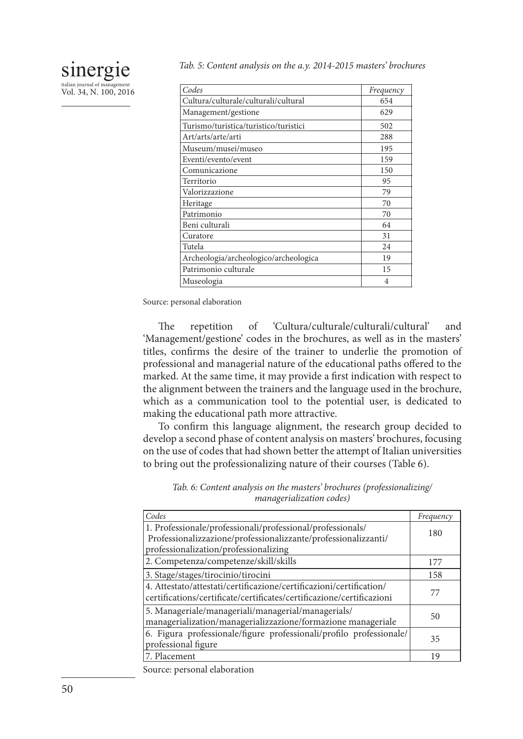*Tab. 5: Content analysis on the a.y. 2014-2015 masters' brochures*

| Codes | Frequency |
|---|---|
| Cultura/culturale/culturali/cultural | 654 |
| Management/gestione | 629 |
| Turismo/turistica/turistico/turistici | 502 |
| Art/arts/arte/arti | 288 |
| Museum/musei/museo | 195 |
| Eventi/evento/event | 159 |
| Comunicazione | 150 |
| Territorio | 95 |
| Valorizzazione | 79 |
| Heritage | 70 |
| Patrimonio | 70 |
| Beni culturali | 64 |
| Curatore | 31 |
| Tutela | 24 |
| Archeologia/archeologico/archeologica | 19 |
| Patrimonio culturale | 15 |
| Museologia | 4 |

Source: personal elaboration

The repetition of 'Cultura/culturale/culturali/cultural' and 'Management/gestione' codes in the brochures, as well as in the masters' titles, confirms the desire of the trainer to underlie the promotion of professional and managerial nature of the educational paths offered to the marked. At the same time, it may provide a first indication with respect to the alignment between the trainers and the language used in the brochure, which as a communication tool to the potential user, is dedicated to making the educational path more attractive.

To confirm this language alignment, the research group decided to develop a second phase of content analysis on masters' brochures, focusing on the use of codes that had shown better the attempt of Italian universities to bring out the professionalizing nature of their courses (Table 6).

*Tab. 6: Content analysis on the masters' brochures (professionalizing/ managerialization codes)*

| Codes | Frequency |
|---|---|
| 1. Professionale/professionali/professional/professionals/ Professionalizzazione/professionalizzante/professionalizzanti/ professionalization/professionalizing | 180 |
| 2. Competenza/competenze/skill/skills | 177 |
| 3. Stage/stages/tirocinio/tirocini | 158 |
| 4. Attestato/attestati/certificazione/certificazioni/certification/ certifications/certificate/certificates/certificazione/certificazioni | 77 |
| 5. Manageriale/manageriali/managerial/managerials/ managerialization/managerializzazione/formazione manageriale | 50 |
| 6. Figura professionale/figure professionali/profilo professionale/ professional figure | 35 |
| 7. Placement | 19 |

Source: personal elaboration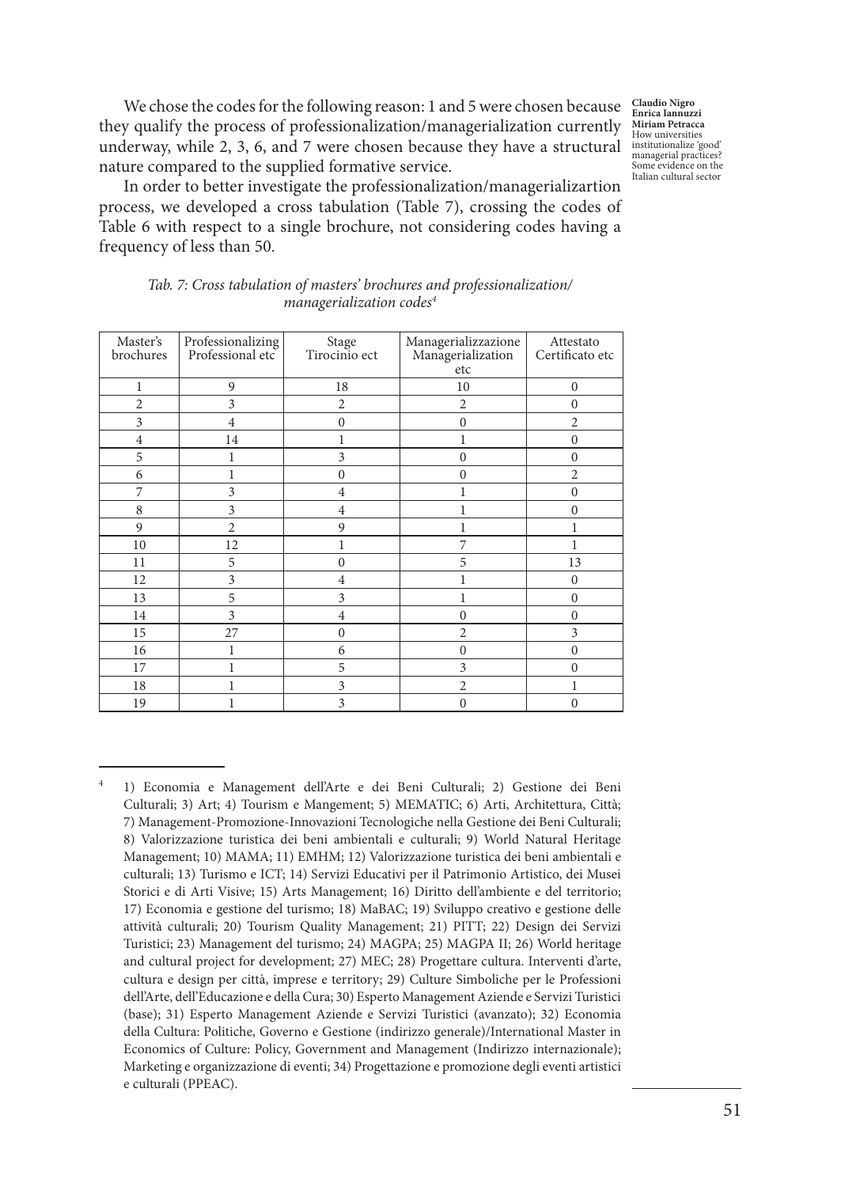We chose the codes for the following reason: 1 and 5 were chosen because they qualify the process of professionalization/managerialization currently underway, while 2, 3, 6, and 7 were chosen because they have a structural nature compared to the supplied formative service.

In order to better investigate the professionalization/managerializartion process, we developed a cross tabulation (Table 7), crossing the codes of Table 6 with respect to a single brochure, not considering codes having a frequency of less than 50.

*Tab. 7: Cross tabulation of masters' brochures and professionalization/ managerialization codes*[4]

| Master's brochures | Professionalizing Professional etc | Stage Tirocinio ect | Managerializzazione Managerialization etc | Attestato Certificato etc |
|---|---|---|---|---|
| 1 | 9 | 18 | 10 | 0 |
| 2 | 3 | 2 | 2 | 0 |
| 3 | 4 | 0 | 0 | 2 |
| 4 | 14 | 1 | 1 | 0 |
| 5 | 1 | 3 | 0 | 0 |
| 6 | 1 | 0 | 0 | 2 |
| 7 | 3 | 4 | 1 | 0 |
| 8 | 3 | 4 | 1 | 0 |
| 9 | 2 | 9 | 1 | 1 |
| 10 | 12 | 1 | 7 | 1 |
| 11 | 5 | 0 | 5 | 13 |
| 12 | 3 | 4 | 1 | 0 |
| 13 | 5 | 3 | 1 | 0 |
| 14 | 3 | 4 | 0 | 0 |
| 15 | 27 | 0 | 2 | 3 |
| 16 | 1 | 6 | 0 | 0 |
| 17 | 1 | 5 | 3 | 0 |
| 18 | 1 | 3 | 2 | 1 |
| 19 | 1 | 3 | 0 | 0 |

[4] 1) Economia e Management dell'Arte e dei Beni Culturali; 2) Gestione dei Beni Culturali; 3) Art; 4) Tourism e Mangement; 5) MEMATIC; 6) Arti, Architettura, Città; 7) Management-Promozione-Innovazioni Tecnologiche nella Gestione dei Beni Culturali; 8) Valorizzazione turistica dei beni ambientali e culturali; 9) World Natural Heritage Management; 10) MAMA; 11) EMHM; 12) Valorizzazione turistica dei beni ambientali e culturali; 13) Turismo e ICT; 14) Servizi Educativi per il Patrimonio Artistico, dei Musei Storici e di Arti Visive; 15) Arts Management; 16) Diritto dell'ambiente e del territorio; 17) Economia e gestione del turismo; 18) MaBAC; 19) Sviluppo creativo e gestione delle attività culturali; 20) Tourism Quality Management; 21) PITT; 22) Design dei Servizi Turistici; 23) Management del turismo; 24) MAGPA; 25) MAGPA II; 26) World heritage and cultural project for development; 27) MEC; 28) Progettare cultura. Interventi d'arte, cultura e design per città, imprese e territory; 29) Culture Simboliche per le Professioni dell'Arte, dell'Educazione e della Cura; 30) Esperto Management Aziende e Servizi Turistici (base); 31) Esperto Management Aziende e Servizi Turistici (avanzato); 32) Economia della Cultura: Politiche, Governo e Gestione (indirizzo generale)/International Master in Economics of Culture: Policy, Government and Management (Indirizzo internazionale); Marketing e organizzazione di eventi; 34) Progettazione e promozione degli eventi artistici e culturali (PPEAC).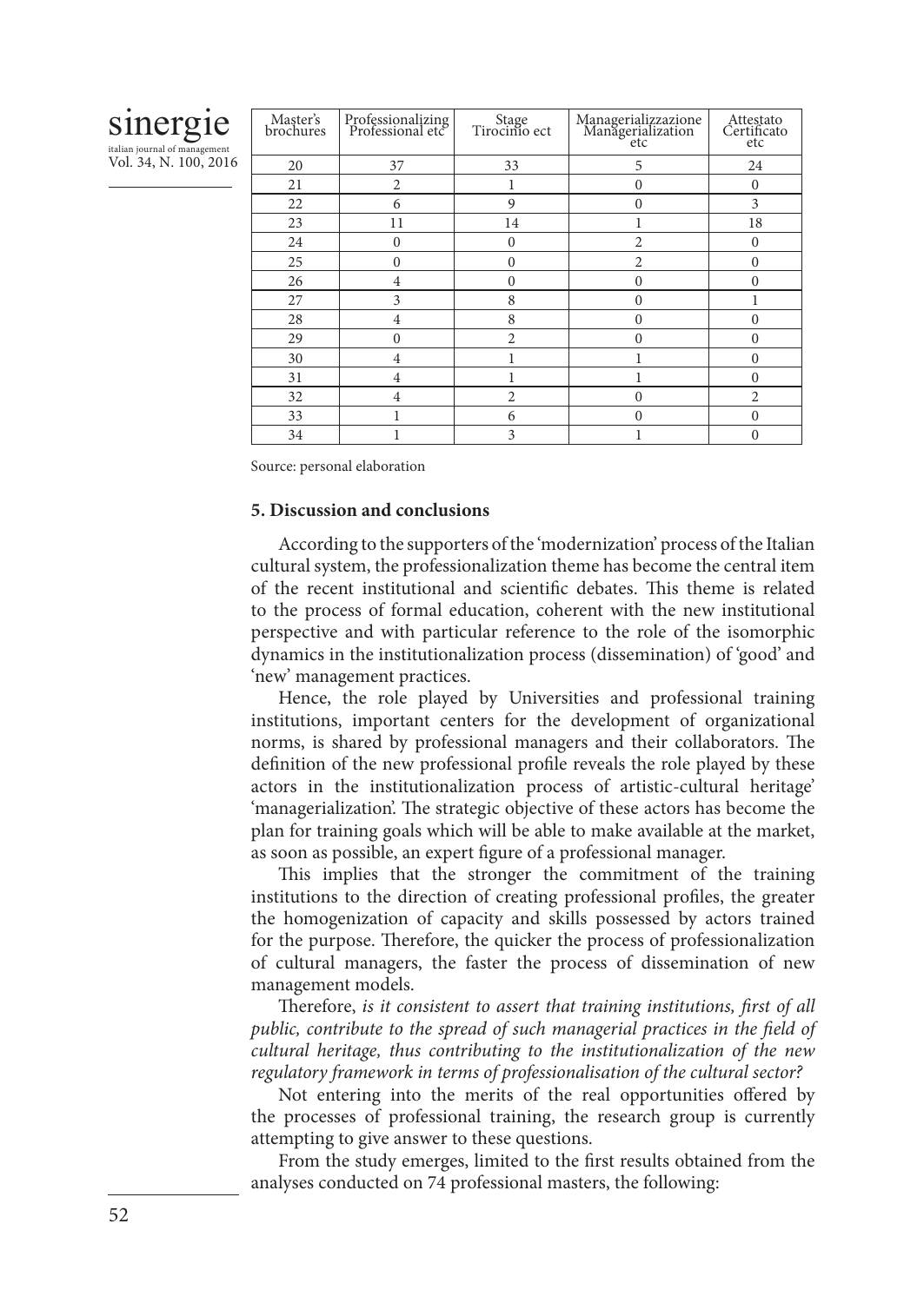| Master's brochures | Professionalizing Professional etc | Stage Tirocinio ect | Managerializzazione Managerialization etc | Attestato Certificato etc |
|---|---|---|---|---|
| 20 | 37 | 33 | 5 | 24 |
| 21 | 2 | 1 | 0 | 0 |
| 22 | 6 | 9 | 0 | 3 |
| 23 | 11 | 14 | 1 | 18 |
| 24 | 0 | 0 | 2 | 0 |
| 25 | 0 | 0 | 2 | 0 |
| 26 | 4 | 0 | 0 | 0 |
| 27 | 3 | 8 | 0 | 1 |
| 28 | 4 | 8 | 0 | 0 |
| 29 | 0 | 2 | 0 | 0 |
| 30 | 4 | 1 | 1 | 0 |
| 31 | 4 | 1 | 1 | 0 |
| 32 | 4 | 2 | 0 | 2 |
| 33 | 1 | 6 | 0 | 0 |
| 34 | 1 | 3 | 1 | 0 |

Source: personal elaboration

### 5. Discussion and conclusions

According to the supporters of the 'modernization' process of the Italian cultural system, the professionalization theme has become the central item of the recent institutional and scientific debates. This theme is related to the process of formal education, coherent with the new institutional perspective and with particular reference to the role of the isomorphic dynamics in the institutionalization process (dissemination) of 'good' and 'new' management practices.

Hence, the role played by Universities and professional training institutions, important centers for the development of organizational norms, is shared by professional managers and their collaborators. The definition of the new professional profile reveals the role played by these actors in the institutionalization process of artistic-cultural heritage' 'managerialization'. The strategic objective of these actors has become the plan for training goals which will be able to make available at the market, as soon as possible, an expert figure of a professional manager.

This implies that the stronger the commitment of the training institutions to the direction of creating professional profiles, the greater the homogenization of capacity and skills possessed by actors trained for the purpose. Therefore, the quicker the process of professionalization of cultural managers, the faster the process of dissemination of new management models.

Therefore, *is it consistent to assert that training institutions, first of all public, contribute to the spread of such managerial practices in the field of cultural heritage, thus contributing to the institutionalization of the new regulatory framework in terms of professionalisation of the cultural sector?*

Not entering into the merits of the real opportunities offered by the processes of professional training, the research group is currently attempting to give answer to these questions.

From the study emerges, limited to the first results obtained from the analyses conducted on 74 professional masters, the following: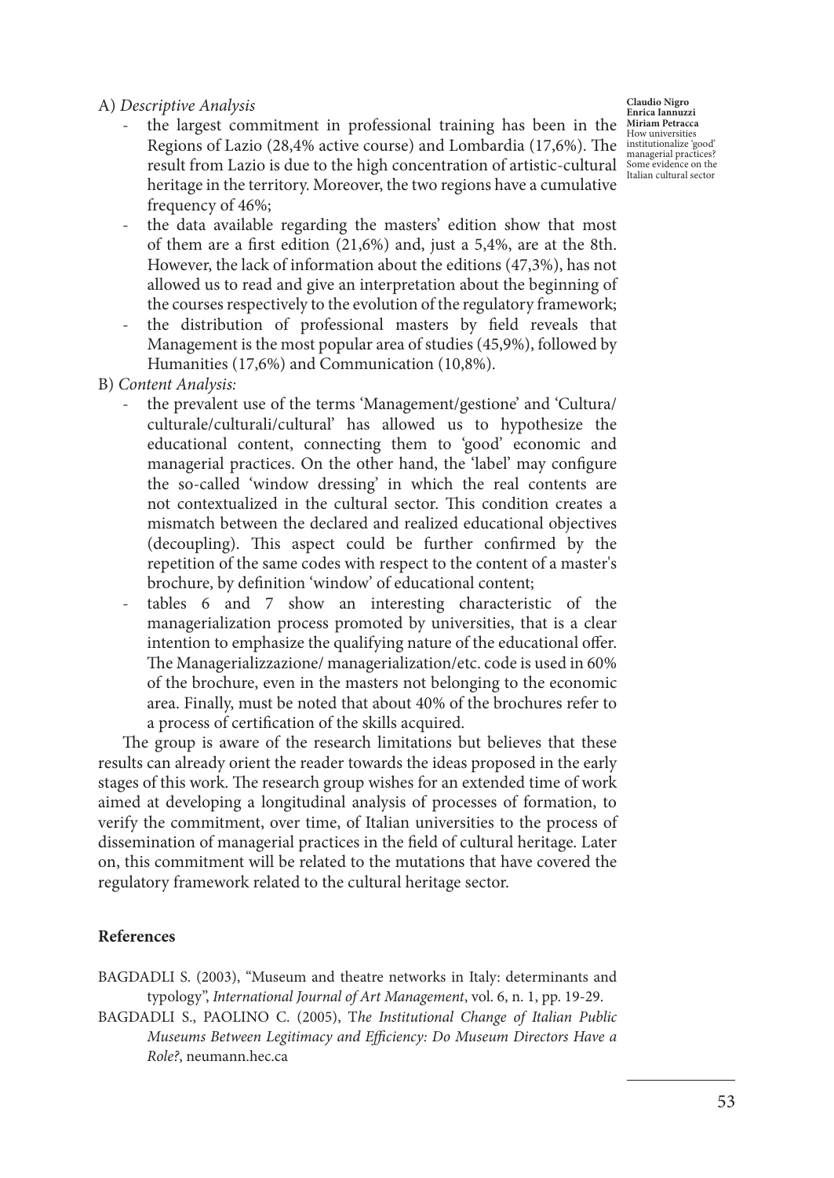A) *Descriptive Analysis*

- the largest commitment in professional training has been in the Regions of Lazio (28,4% active course) and Lombardia (17,6%). The result from Lazio is due to the high concentration of artistic-cultural heritage in the territory. Moreover, the two regions have a cumulative frequency of 46%;
- the data available regarding the masters' edition show that most of them are a first edition (21,6%) and, just a 5,4%, are at the 8th. However, the lack of information about the editions (47,3%), has not allowed us to read and give an interpretation about the beginning of the courses respectively to the evolution of the regulatory framework;
- the distribution of professional masters by field reveals that Management is the most popular area of studies (45,9%), followed by Humanities (17,6%) and Communication (10,8%).

B) *Content Analysis:*

- the prevalent use of the terms 'Management/gestione' and 'Cultura/culturale/culturali/cultural' has allowed us to hypothesize the educational content, connecting them to 'good' economic and managerial practices. On the other hand, the 'label' may configure the so-called 'window dressing' in which the real contents are not contextualized in the cultural sector. This condition creates a mismatch between the declared and realized educational objectives (decoupling). This aspect could be further confirmed by the repetition of the same codes with respect to the content of a master's brochure, by definition 'window' of educational content;
- tables 6 and 7 show an interesting characteristic of the managerialization process promoted by universities, that is a clear intention to emphasize the qualifying nature of the educational offer. The Managerializzazione/ managerialization/etc. code is used in 60% of the brochure, even in the masters not belonging to the economic area. Finally, must be noted that about 40% of the brochures refer to a process of certification of the skills acquired.

The group is aware of the research limitations but believes that these results can already orient the reader towards the ideas proposed in the early stages of this work. The research group wishes for an extended time of work aimed at developing a longitudinal analysis of processes of formation, to verify the commitment, over time, of Italian universities to the process of dissemination of managerial practices in the field of cultural heritage. Later on, this commitment will be related to the mutations that have covered the regulatory framework related to the cultural heritage sector.

## References

BAGDADLI S. (2003), "Museum and theatre networks in Italy: determinants and typology", *International Journal of Art Management*, vol. 6, n. 1, pp. 19-29.

BAGDADLI S., PAOLINO C. (2005), T*he Institutional Change of Italian Public Museums Between Legitimacy and Efficiency: Do Museum Directors Have a Role?*, neumann.hec.ca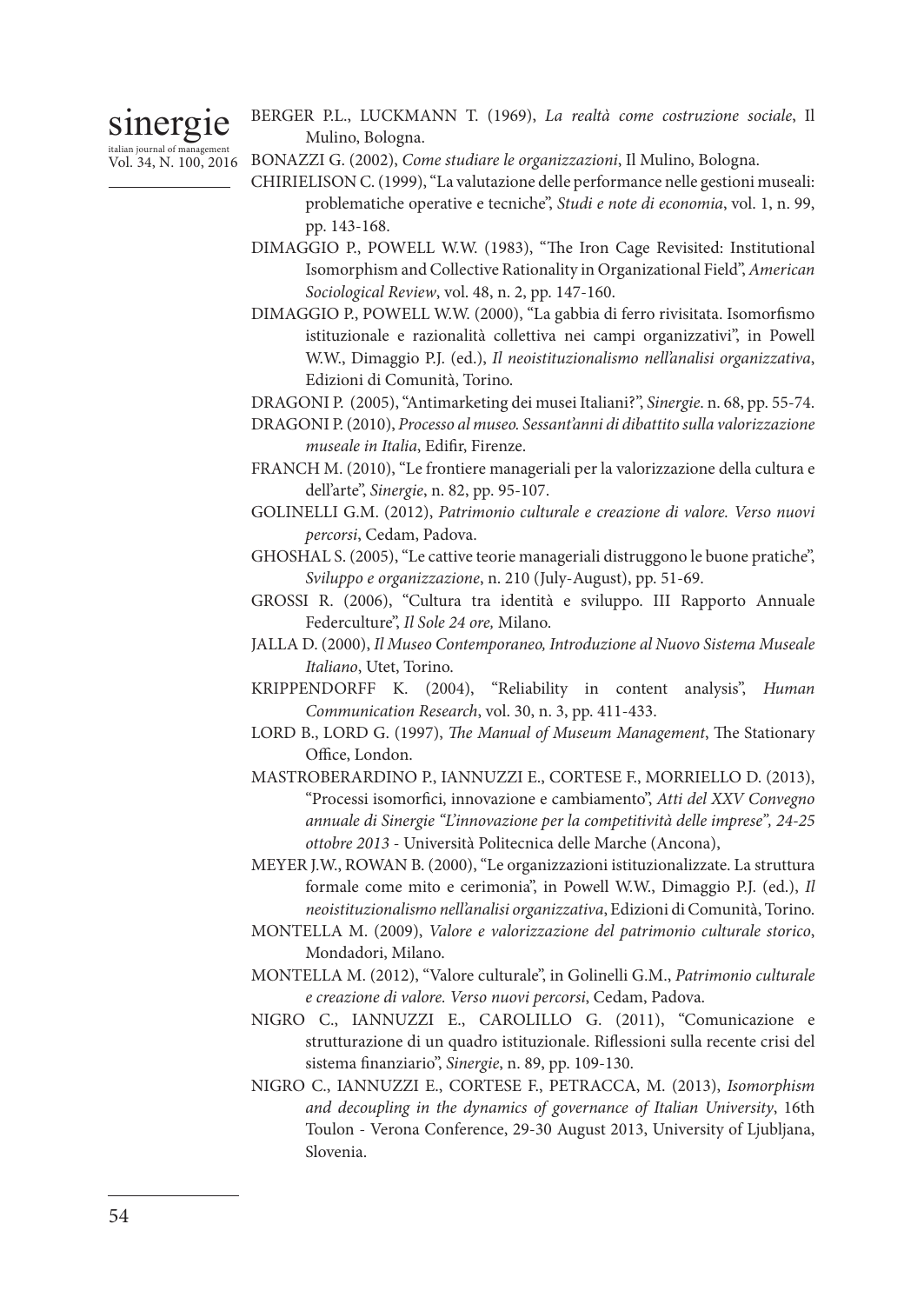BERGER P.L., LUCKMANN T. (1969), *La realtà come costruzione sociale*, Il Mulino, Bologna.

BONAZZI G. (2002), *Come studiare le organizzazioni*, Il Mulino, Bologna.

CHIRIELISON C. (1999), "La valutazione delle performance nelle gestioni museali: problematiche operative e tecniche", *Studi e note di economia*, vol. 1, n. 99, pp. 143-168.

DIMAGGIO P., POWELL W.W. (1983), "The Iron Cage Revisited: Institutional Isomorphism and Collective Rationality in Organizational Field", *American Sociological Review*, vol. 48, n. 2, pp. 147-160.

DIMAGGIO P., POWELL W.W. (2000), "La gabbia di ferro rivisitata. Isomorfismo istituzionale e razionalità collettiva nei campi organizzativi", in Powell W.W., Dimaggio P.J. (ed.), *Il neoistituzionalismo nell'analisi organizzativa*, Edizioni di Comunità, Torino.

DRAGONI P. (2005), "Antimarketing dei musei Italiani?", *Sinergie*. n. 68, pp. 55-74.

DRAGONI P. (2010), *Processo al museo. Sessant'anni di dibattito sulla valorizzazione museale in Italia*, Edifir, Firenze.

FRANCH M. (2010), "Le frontiere manageriali per la valorizzazione della cultura e dell'arte", *Sinergie*, n. 82, pp. 95-107.

GOLINELLI G.M. (2012), *Patrimonio culturale e creazione di valore. Verso nuovi percorsi*, Cedam, Padova.

GHOSHAL S. (2005), "Le cattive teorie manageriali distruggono le buone pratiche", *Sviluppo e organizzazione*, n. 210 (July-August), pp. 51-69.

GROSSI R. (2006), "Cultura tra identità e sviluppo. III Rapporto Annuale Federculture", *Il Sole 24 ore,* Milano.

JALLA D. (2000), *Il Museo Contemporaneo, Introduzione al Nuovo Sistema Museale Italiano*, Utet, Torino.

KRIPPENDORFF K. (2004), "Reliability in content analysis", *Human Communication Research*, vol. 30, n. 3, pp. 411-433.

LORD B., LORD G. (1997), *The Manual of Museum Management*, The Stationary Office, London.

MASTROBERARDINO P., IANNUZZI E., CORTESE F., MORRIELLO D. (2013), "Processi isomorfici, innovazione e cambiamento", *Atti del XXV Convegno annuale di Sinergie "L'innovazione per la competitività delle imprese", 24-25 ottobre 2013* - Università Politecnica delle Marche (Ancona),

MEYER J.W., ROWAN B. (2000), "Le organizzazioni istituzionalizzate. La struttura formale come mito e cerimonia", in Powell W.W., Dimaggio P.J. (ed.), *Il neoistituzionalismo nell'analisi organizzativa*, Edizioni di Comunità, Torino.

MONTELLA M. (2009), *Valore e valorizzazione del patrimonio culturale storico*, Mondadori, Milano.

MONTELLA M. (2012), "Valore culturale", in Golinelli G.M., *Patrimonio culturale e creazione di valore. Verso nuovi percorsi*, Cedam, Padova.

NIGRO C., IANNUZZI E., CAROLILLO G. (2011), "Comunicazione e strutturazione di un quadro istituzionale. Riflessioni sulla recente crisi del sistema finanziario", *Sinergie*, n. 89, pp. 109-130.

NIGRO C., IANNUZZI E., CORTESE F., PETRACCA, M. (2013), *Isomorphism and decoupling in the dynamics of governance of Italian University*, 16th Toulon - Verona Conference, 29-30 August 2013, University of Ljubljana, Slovenia.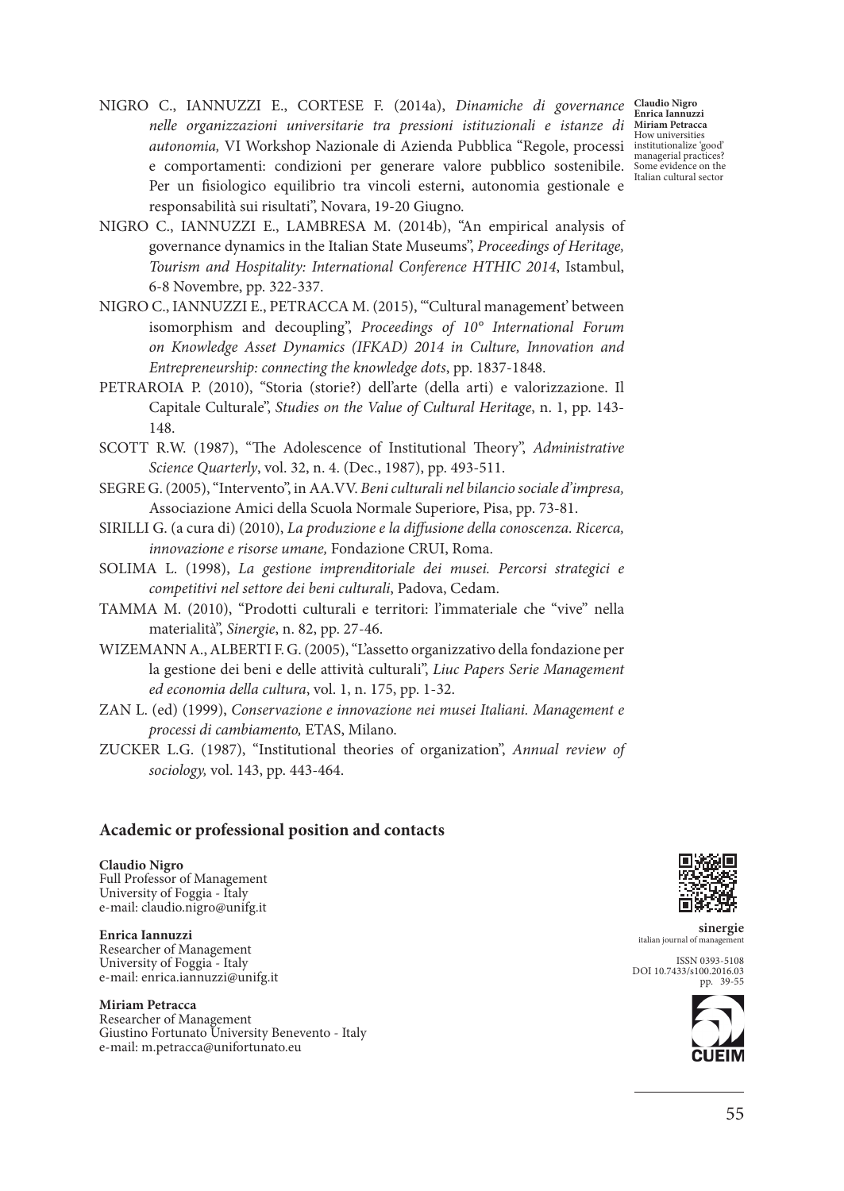NIGRO C., IANNUZZI E., CORTESE F. (2014a), *Dinamiche di governance nelle organizzazioni universitarie tra pressioni istituzionali e istanze di autonomia,* VI Workshop Nazionale di Azienda Pubblica "Regole, processi e comportamenti: condizioni per generare valore pubblico sostenibile. Per un fisiologico equilibrio tra vincoli esterni, autonomia gestionale e responsabilità sui risultati", Novara, 19-20 Giugno.

NIGRO C., IANNUZZI E., LAMBRESA M. (2014b), "An empirical analysis of governance dynamics in the Italian State Museums", *Proceedings of Heritage, Tourism and Hospitality: International Conference HTHIC 2014*, Istambul, 6-8 Novembre, pp. 322-337.

NIGRO C., IANNUZZI E., PETRACCA M. (2015), "'Cultural management' between isomorphism and decoupling", *Proceedings of 10° International Forum on Knowledge Asset Dynamics (IFKAD) 2014 in Culture, Innovation and Entrepreneurship: connecting the knowledge dots*, pp. 1837-1848.

PETRAROIA P. (2010), "Storia (storie?) dell'arte (della arti) e valorizzazione. Il Capitale Culturale", *Studies on the Value of Cultural Heritage*, n. 1, pp. 143-148.

SCOTT R.W. (1987), "The Adolescence of Institutional Theory", *Administrative Science Quarterly*, vol. 32, n. 4. (Dec., 1987), pp. 493-511.

SEGRE G. (2005), "Intervento", in AA.VV. *Beni culturali nel bilancio sociale d'impresa,* Associazione Amici della Scuola Normale Superiore, Pisa, pp. 73-81.

SIRILLI G. (a cura di) (2010), *La produzione e la diffusione della conoscenza. Ricerca, innovazione e risorse umane,* Fondazione CRUI, Roma.

SOLIMA L. (1998), *La gestione imprenditoriale dei musei. Percorsi strategici e competitivi nel settore dei beni culturali*, Padova, Cedam.

TAMMA M. (2010), "Prodotti culturali e territori: l'immateriale che "vive" nella materialità", *Sinergie*, n. 82, pp. 27-46.

WIZEMANN A., ALBERTI F. G. (2005), "L'assetto organizzativo della fondazione per la gestione dei beni e delle attività culturali", *Liuc Papers Serie Management ed economia della cultura*, vol. 1, n. 175, pp. 1-32.

ZAN L. (ed) (1999), *Conservazione e innovazione nei musei Italiani. Management e processi di cambiamento,* ETAS, Milano.

ZUCKER L.G. (1987), "Institutional theories of organization", *Annual review of sociology,* vol. 143, pp. 443-464.

## Academic or professional position and contacts

**Claudio Nigro**
Full Professor of Management
University of Foggia - Italy
e-mail: claudio.nigro@unifg.it

**Enrica Iannuzzi**
Researcher of Management
University of Foggia - Italy
e-mail: enrica.iannuzzi@unifg.it

**Miriam Petracca**
Researcher of Management
Giustino Fortunato University Benevento - Italy
e-mail: m.petracca@unifortunato.eu

**sinergie**
italian journal of management

ISSN 0393-5108
DOI 10.7433/s100.2016.03